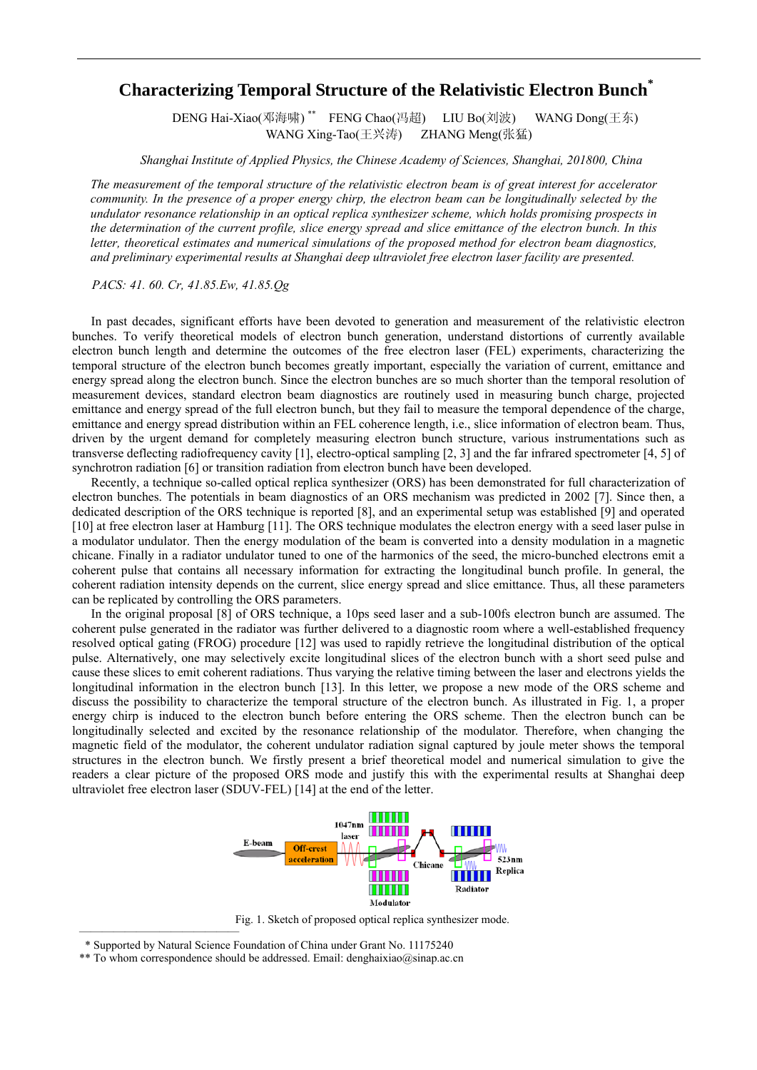# Characterizing Temporal Structure of the Relativistic Electron Bunch*

DENG Hai-Xiao(邓海啸) ** FENG Chao(冯超) LIU Bo(刘波) WANG Dong(王东) WANG Xing-Tao(王兴涛) ZHANG Meng(张猛)

*Shanghai Institute of Applied Physics, the Chinese Academy of Sciences, Shanghai, 201800, China*

*The measurement of the temporal structure of the relativistic electron beam is of great interest for accelerator community. In the presence of a proper energy chirp, the electron beam can be longitudinally selected by the undulator resonance relationship in an optical replica synthesizer scheme, which holds promising prospects in the determination of the current profile, slice energy spread and slice emittance of the electron bunch. In this letter, theoretical estimates and numerical simulations of the proposed method for electron beam diagnostics, and preliminary experimental results at Shanghai deep ultraviolet free electron laser facility are presented.*

*PACS: 41. 60. Cr, 41.85.Ew, 41.85.Qg*

In past decades, significant efforts have been devoted to generation and measurement of the relativistic electron bunches. To verify theoretical models of electron bunch generation, understand distortions of currently available electron bunch length and determine the outcomes of the free electron laser (FEL) experiments, characterizing the temporal structure of the electron bunch becomes greatly important, especially the variation of current, emittance and energy spread along the electron bunch. Since the electron bunches are so much shorter than the temporal resolution of measurement devices, standard electron beam diagnostics are routinely used in measuring bunch charge, projected emittance and energy spread of the full electron bunch, but they fail to measure the temporal dependence of the charge, emittance and energy spread distribution within an FEL coherence length, i.e., slice information of electron beam. Thus, driven by the urgent demand for completely measuring electron bunch structure, various instrumentations such as transverse deflecting radiofrequency cavity [1], electro-optical sampling [2, 3] and the far infrared spectrometer [4, 5] of synchrotron radiation [6] or transition radiation from electron bunch have been developed.

Recently, a technique so-called optical replica synthesizer (ORS) has been demonstrated for full characterization of electron bunches. The potentials in beam diagnostics of an ORS mechanism was predicted in 2002 [7]. Since then, a dedicated description of the ORS technique is reported [8], and an experimental setup was established [9] and operated [10] at free electron laser at Hamburg [11]. The ORS technique modulates the electron energy with a seed laser pulse in a modulator undulator. Then the energy modulation of the beam is converted into a density modulation in a magnetic chicane. Finally in a radiator undulator tuned to one of the harmonics of the seed, the micro-bunched electrons emit a coherent pulse that contains all necessary information for extracting the longitudinal bunch profile. In general, the coherent radiation intensity depends on the current, slice energy spread and slice emittance. Thus, all these parameters can be replicated by controlling the ORS parameters.

In the original proposal [8] of ORS technique, a 10ps seed laser and a sub-100fs electron bunch are assumed. The coherent pulse generated in the radiator was further delivered to a diagnostic room where a well-established frequency resolved optical gating (FROG) procedure [12] was used to rapidly retrieve the longitudinal distribution of the optical pulse. Alternatively, one may selectively excite longitudinal slices of the electron bunch with a short seed pulse and cause these slices to emit coherent radiations. Thus varying the relative timing between the laser and electrons yields the longitudinal information in the electron bunch [13]. In this letter, we propose a new mode of the ORS scheme and discuss the possibility to characterize the temporal structure of the electron bunch. As illustrated in Fig. 1, a proper energy chirp is induced to the electron bunch before entering the ORS scheme. Then the electron bunch can be longitudinally selected and excited by the resonance relationship of the modulator. Therefore, when changing the magnetic field of the modulator, the coherent undulator radiation signal captured by joule meter shows the temporal structures in the electron bunch. We firstly present a brief theoretical model and numerical simulation to give the readers a clear picture of the proposed ORS mode and justify this with the experimental results at Shanghai deep ultraviolet free electron laser (SDUV-FEL) [14] at the end of the letter.

Fig. 1. Sketch of proposed optical replica synthesizer mode.

\* Supported by Natural Science Foundation of China under Grant No. 11175240

\*\* To whom correspondence should be addressed. Email: denghaixiao@sinap.ac.cn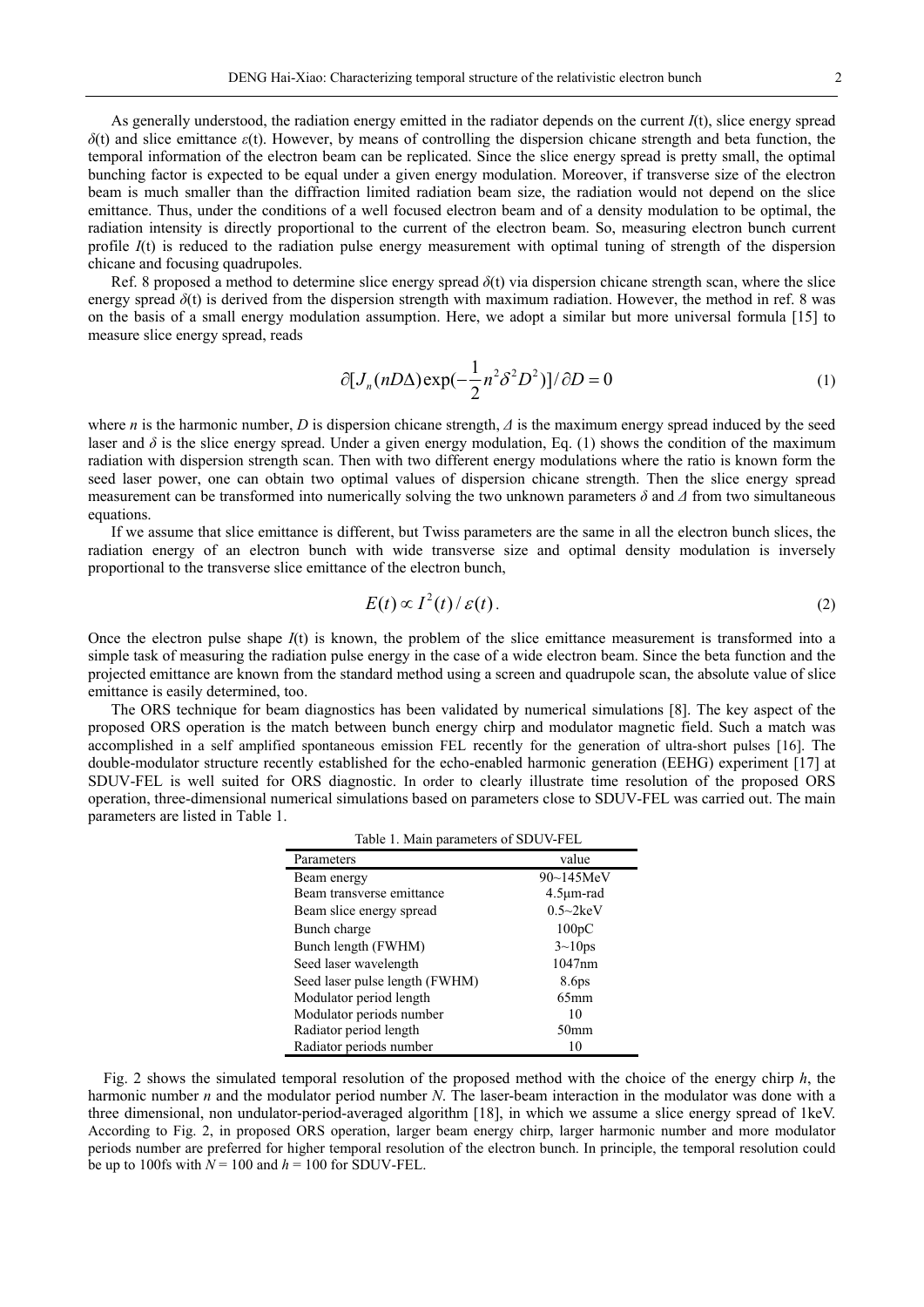As generally understood, the radiation energy emitted in the radiator depends on the current $I$(t), slice energy spread $\delta$(t) and slice emittance $\varepsilon$(t). However, by means of controlling the dispersion chicane strength and beta function, the temporal information of the electron beam can be replicated. Since the slice energy spread is pretty small, the optimal bunching factor is expected to be equal under a given energy modulation. Moreover, if transverse size of the electron beam is much smaller than the diffraction limited radiation beam size, the radiation would not depend on the slice emittance. Thus, under the conditions of a well focused electron beam and of a density modulation to be optimal, the radiation intensity is directly proportional to the current of the electron beam. So, measuring electron bunch current profile $I$(t) is reduced to the radiation pulse energy measurement with optimal tuning of strength of the dispersion chicane and focusing quadrupoles.

Ref. 8 proposed a method to determine slice energy spread $\delta$(t) via dispersion chicane strength scan, where the slice energy spread $\delta$(t) is derived from the dispersion strength with maximum radiation. However, the method in ref. 8 was on the basis of a small energy modulation assumption. Here, we adopt a similar but more universal formula [15] to measure slice energy spread, reads

$$\partial[J_n(nD\Delta)\exp(-\frac{1}{2}n^2\delta^2D^2)]/\partial D = 0 \tag{1}$$

where $n$ is the harmonic number, $D$ is dispersion chicane strength, $\Delta$ is the maximum energy spread induced by the seed laser and $\delta$ is the slice energy spread. Under a given energy modulation, Eq. (1) shows the condition of the maximum radiation with dispersion strength scan. Then with two different energy modulations where the ratio is known form the seed laser power, one can obtain two optimal values of dispersion chicane strength. Then the slice energy spread measurement can be transformed into numerically solving the two unknown parameters $\delta$ and $\Delta$ from two simultaneous equations.

If we assume that slice emittance is different, but Twiss parameters are the same in all the electron bunch slices, the radiation energy of an electron bunch with wide transverse size and optimal density modulation is inversely proportional to the transverse slice emittance of the electron bunch,

$$E(t) \propto I^2(t)/\varepsilon(t). \tag{2}$$

Once the electron pulse shape $I$(t) is known, the problem of the slice emittance measurement is transformed into a simple task of measuring the radiation pulse energy in the case of a wide electron beam. Since the beta function and the projected emittance are known from the standard method using a screen and quadrupole scan, the absolute value of slice emittance is easily determined, too.

The ORS technique for beam diagnostics has been validated by numerical simulations [8]. The key aspect of the proposed ORS operation is the match between bunch energy chirp and modulator magnetic field. Such a match was accomplished in a self amplified spontaneous emission FEL recently for the generation of ultra-short pulses [16]. The double-modulator structure recently established for the echo-enabled harmonic generation (EEHG) experiment [17] at SDUV-FEL is well suited for ORS diagnostic. In order to clearly illustrate time resolution of the proposed ORS operation, three-dimensional numerical simulations based on parameters close to SDUV-FEL was carried out. The main parameters are listed in Table 1.

Table 1. Main parameters of SDUV-FEL

| Parameters | value |
|---|---|
| Beam energy | 90~145MeV |
| Beam transverse emittance | 4.5μm-rad |
| Beam slice energy spread | 0.5~2keV |
| Bunch charge | 100pC |
| Bunch length (FWHM) | 3~10ps |
| Seed laser wavelength | 1047nm |
| Seed laser pulse length (FWHM) | 8.6ps |
| Modulator period length | 65mm |
| Modulator periods number | 10 |
| Radiator period length | 50mm |
| Radiator periods number | 10 |

Fig. 2 shows the simulated temporal resolution of the proposed method with the choice of the energy chirp $h$, the harmonic number $n$ and the modulator period number $N$. The laser-beam interaction in the modulator was done with a three dimensional, non undulator-period-averaged algorithm [18], in which we assume a slice energy spread of 1keV. According to Fig. 2, in proposed ORS operation, larger beam energy chirp, larger harmonic number and more modulator periods number are preferred for higher temporal resolution of the electron bunch. In principle, the temporal resolution could be up to 100fs with $N = 100$ and $h = 100$ for SDUV-FEL.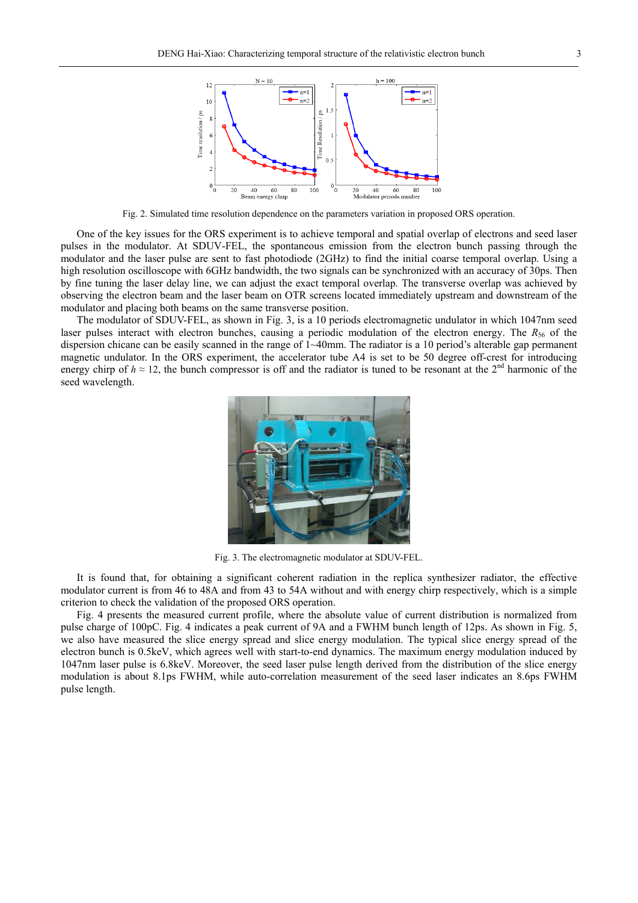Fig. 2. Simulated time resolution dependence on the parameters variation in proposed ORS operation.

One of the key issues for the ORS experiment is to achieve temporal and spatial overlap of electrons and seed laser pulses in the modulator. At SDUV-FEL, the spontaneous emission from the electron bunch passing through the modulator and the laser pulse are sent to fast photodiode (2GHz) to find the initial coarse temporal overlap. Using a high resolution oscilloscope with 6GHz bandwidth, the two signals can be synchronized with an accuracy of 30ps. Then by fine tuning the laser delay line, we can adjust the exact temporal overlap. The transverse overlap was achieved by observing the electron beam and the laser beam on OTR screens located immediately upstream and downstream of the modulator and placing both beams on the same transverse position.

The modulator of SDUV-FEL, as shown in Fig. 3, is a 10 periods electromagnetic undulator in which 1047nm seed laser pulses interact with electron bunches, causing a periodic modulation of the electron energy. The $R_{56}$ of the dispersion chicane can be easily scanned in the range of 1~40mm. The radiator is a 10 period's alterable gap permanent magnetic undulator. In the ORS experiment, the accelerator tube A4 is set to be 50 degree off-crest for introducing energy chirp of $h \approx 12$, the bunch compressor is off and the radiator is tuned to be resonant at the 2$^{nd}$ harmonic of the seed wavelength.

Fig. 3. The electromagnetic modulator at SDUV-FEL.

It is found that, for obtaining a significant coherent radiation in the replica synthesizer radiator, the effective modulator current is from 46 to 48A and from 43 to 54A without and with energy chirp respectively, which is a simple criterion to check the validation of the proposed ORS operation.

Fig. 4 presents the measured current profile, where the absolute value of current distribution is normalized from pulse charge of 100pC. Fig. 4 indicates a peak current of 9A and a FWHM bunch length of 12ps. As shown in Fig. 5, we also have measured the slice energy spread and slice energy modulation. The typical slice energy spread of the electron bunch is 0.5keV, which agrees well with start-to-end dynamics. The maximum energy modulation induced by 1047nm laser pulse is 6.8keV. Moreover, the seed laser pulse length derived from the distribution of the slice energy modulation is about 8.1ps FWHM, while auto-correlation measurement of the seed laser indicates an 8.6ps FWHM pulse length.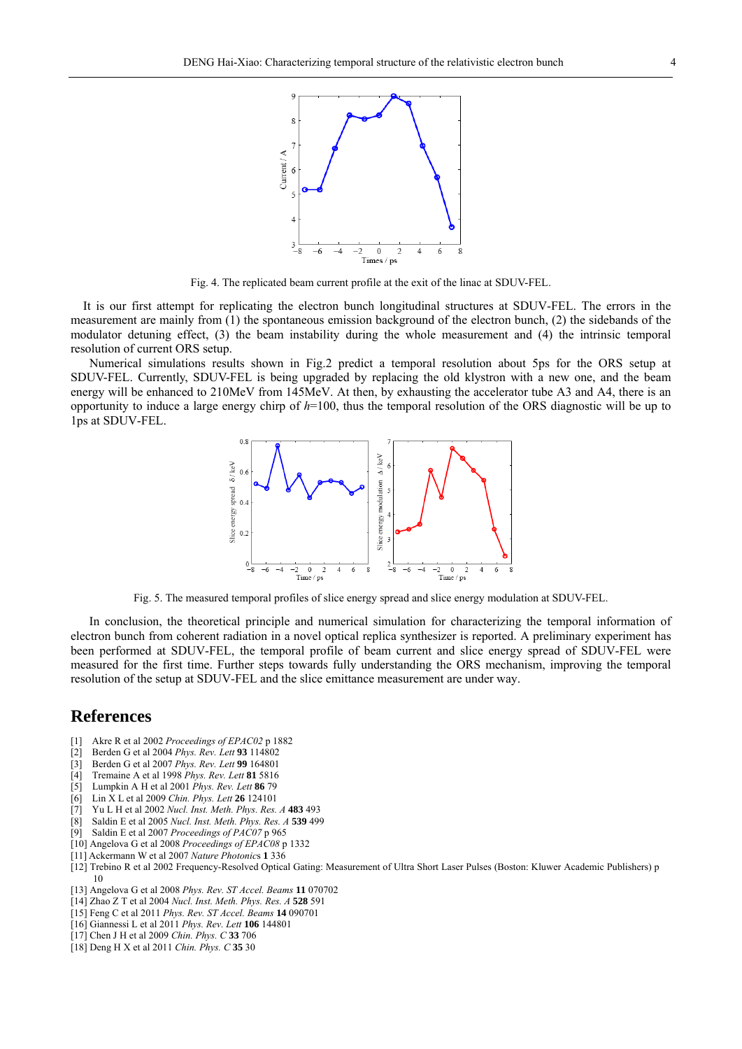Current / A

9
8
7
6
5
4
3

−8 −6 −4 −2 0 2 4 6 8

Times / ps

Fig. 4. The replicated beam current profile at the exit of the linac at SDUV-FEL.

It is our first attempt for replicating the electron bunch longitudinal structures at SDUV-FEL. The errors in the measurement are mainly from (1) the spontaneous emission background of the electron bunch, (2) the sidebands of the modulator detuning effect, (3) the beam instability during the whole measurement and (4) the intrinsic temporal resolution of current ORS setup.

Numerical simulations results shown in Fig.2 predict a temporal resolution about 5ps for the ORS setup at SDUV-FEL. Currently, SDUV-FEL is being upgraded by replacing the old klystron with a new one, and the beam energy will be enhanced to 210MeV from 145MeV. At then, by exhausting the accelerator tube A3 and A4, there is an opportunity to induce a large energy chirp of $h$=100, thus the temporal resolution of the ORS diagnostic will be up to 1ps at SDUV-FEL.

Slice energy spread δ / keV

0.8
0.6
0.4
0.2
0

−8 −6 −4 −2 0 2 4 6 8

Time / ps

Slice energy modulation Δ / keV

7
6
5
4
3
2

−8 −6 −4 −2 0 2 4 6 8

Time / ps

Fig. 5. The measured temporal profiles of slice energy spread and slice energy modulation at SDUV-FEL.

In conclusion, the theoretical principle and numerical simulation for characterizing the temporal information of electron bunch from coherent radiation in a novel optical replica synthesizer is reported. A preliminary experiment has been performed at SDUV-FEL, the temporal profile of beam current and slice energy spread of SDUV-FEL were measured for the first time. Further steps towards fully understanding the ORS mechanism, improving the temporal resolution of the setup at SDUV-FEL and the slice emittance measurement are under way.

## References

[1] Akre R et al 2002 *Proceedings of EPAC02* p 1882
[2] Berden G et al 2004 *Phys. Rev. Lett* **93** 114802
[3] Berden G et al 2007 *Phys. Rev. Lett* **99** 164801
[4] Tremaine A et al 1998 *Phys. Rev. Lett* **81** 5816
[5] Lumpkin A H et al 2001 *Phys. Rev. Lett* **86** 79
[6] Lin X L et al 2009 *Chin. Phys. Lett* **26** 124101
[7] Yu L H et al 2002 *Nucl. Inst. Meth. Phys. Res. A* **483** 493
[8] Saldin E et al 2005 *Nucl. Inst. Meth. Phys. Res. A* **539** 499
[9] Saldin E et al 2007 *Proceedings of PAC07* p 965
[10] Angelova G et al 2008 *Proceedings of EPAC08* p 1332
[11] Ackermann W et al 2007 *Nature Photonics* **1** 336
[12] Trebino R et al 2002 Frequency-Resolved Optical Gating: Measurement of Ultra Short Laser Pulses (Boston: Kluwer Academic Publishers) p 10
[13] Angelova G et al 2008 *Phys. Rev. ST Accel. Beams* **11** 070702
[14] Zhao Z T et al 2004 *Nucl. Inst. Meth. Phys. Res. A* **528** 591
[15] Feng C et al 2011 *Phys. Rev. ST Accel. Beams* **14** 090701
[16] Giannessi L et al 2011 *Phys. Rev. Lett* **106** 144801
[17] Chen J H et al 2009 *Chin. Phys. C* **33** 706
[18] Deng H X et al 2011 *Chin. Phys. C* **35** 30